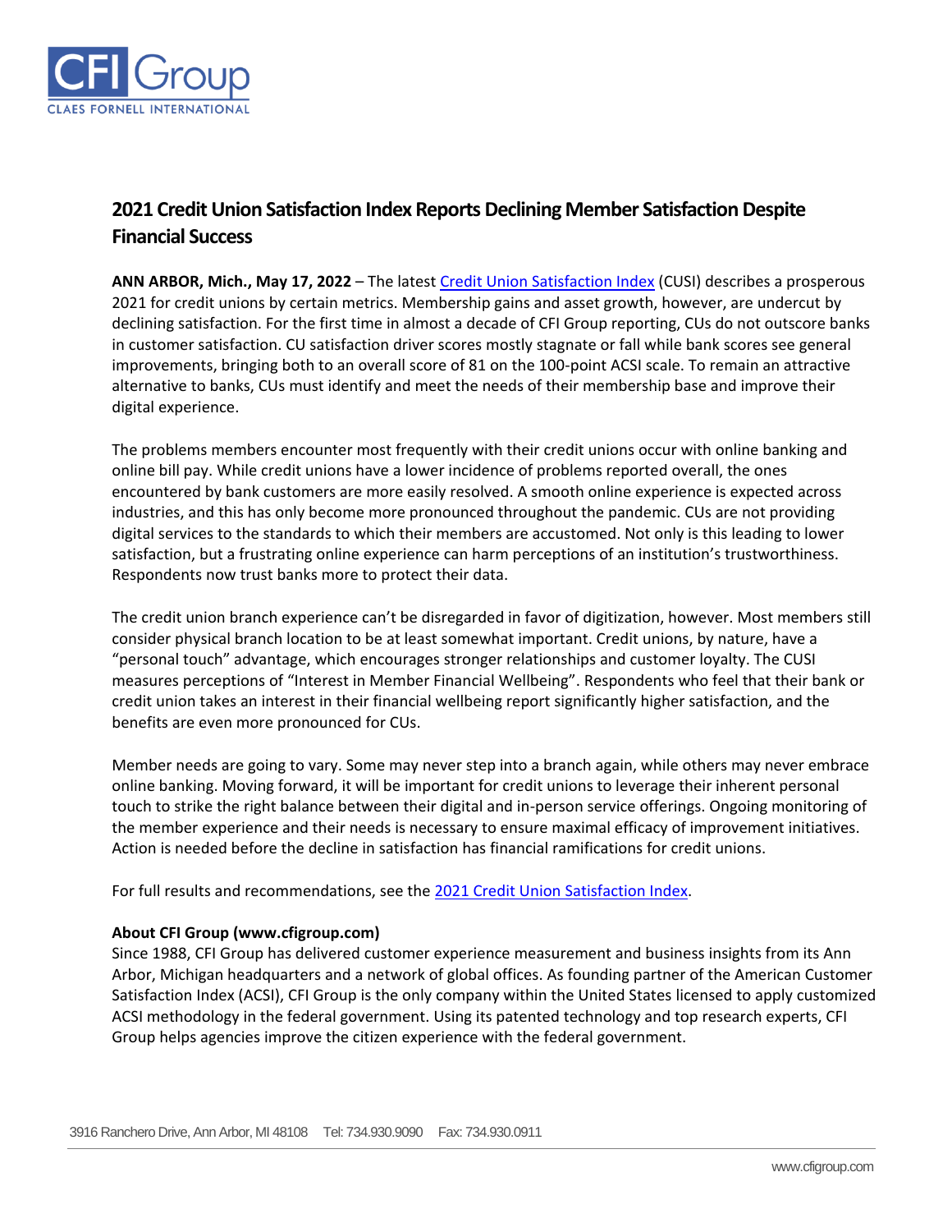# 2021 Credit Union Satisfaction Index Reports Declining Member Satisfaction Despite Financial Success

**ANN ARBOR, Mich., May 17, 2022** – The latest Credit Union Satisfaction Index (CUSI) describes a prosperous 2021 for credit unions by certain metrics. Membership gains and asset growth, however, are undercut by declining satisfaction. For the first time in almost a decade of CFI Group reporting, CUs do not outscore banks in customer satisfaction. CU satisfaction driver scores mostly stagnate or fall while bank scores see general improvements, bringing both to an overall score of 81 on the 100-point ACSI scale. To remain an attractive alternative to banks, CUs must identify and meet the needs of their membership base and improve their digital experience.

The problems members encounter most frequently with their credit unions occur with online banking and online bill pay. While credit unions have a lower incidence of problems reported overall, the ones encountered by bank customers are more easily resolved. A smooth online experience is expected across industries, and this has only become more pronounced throughout the pandemic. CUs are not providing digital services to the standards to which their members are accustomed. Not only is this leading to lower satisfaction, but a frustrating online experience can harm perceptions of an institution's trustworthiness. Respondents now trust banks more to protect their data.

The credit union branch experience can't be disregarded in favor of digitization, however. Most members still consider physical branch location to be at least somewhat important. Credit unions, by nature, have a "personal touch" advantage, which encourages stronger relationships and customer loyalty. The CUSI measures perceptions of "Interest in Member Financial Wellbeing". Respondents who feel that their bank or credit union takes an interest in their financial wellbeing report significantly higher satisfaction, and the benefits are even more pronounced for CUs.

Member needs are going to vary. Some may never step into a branch again, while others may never embrace online banking. Moving forward, it will be important for credit unions to leverage their inherent personal touch to strike the right balance between their digital and in-person service offerings. Ongoing monitoring of the member experience and their needs is necessary to ensure maximal efficacy of improvement initiatives. Action is needed before the decline in satisfaction has financial ramifications for credit unions.

For full results and recommendations, see the 2021 Credit Union Satisfaction Index.

**About CFI Group (www.cfigroup.com)**
Since 1988, CFI Group has delivered customer experience measurement and business insights from its Ann Arbor, Michigan headquarters and a network of global offices. As founding partner of the American Customer Satisfaction Index (ACSI), CFI Group is the only company within the United States licensed to apply customized ACSI methodology in the federal government. Using its patented technology and top research experts, CFI Group helps agencies improve the citizen experience with the federal government.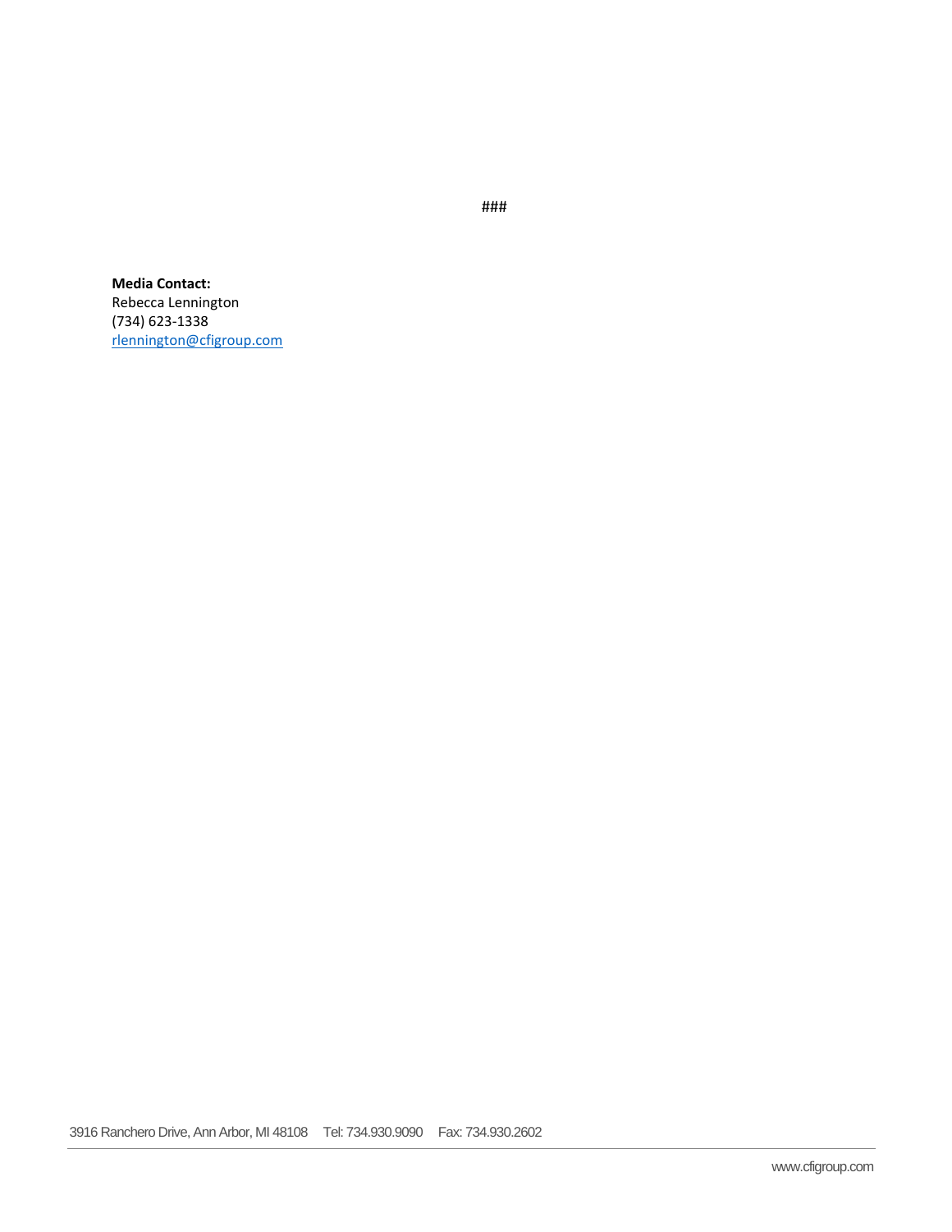###

**Media Contact:**
Rebecca Lennington
(734) 623-1338
rlennington@cfigroup.com